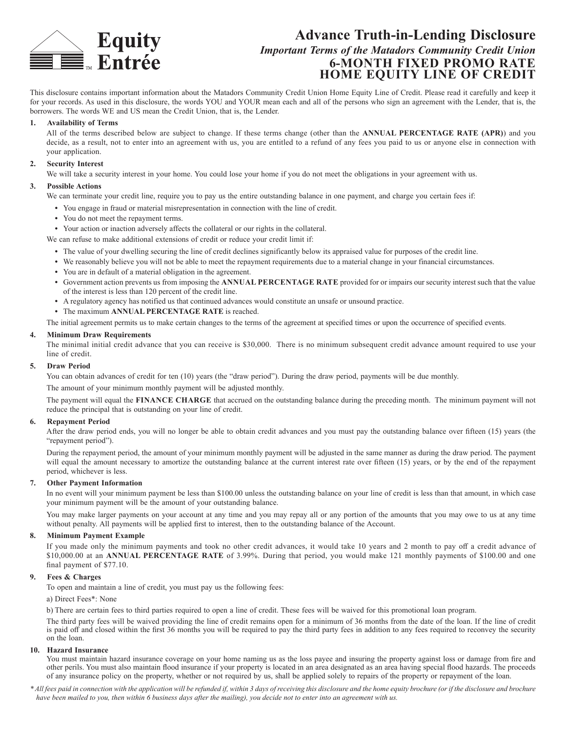**Equity Entrée**™

# Advance Truth-in-Lending Disclosure

***Important Terms of the Matadors Community Credit Union***

## 6-MONTH FIXED PROMO RATE HOME EQUITY LINE OF CREDIT

This disclosure contains important information about the Matadors Community Credit Union Home Equity Line of Credit. Please read it carefully and keep it for your records. As used in this disclosure, the words YOU and YOUR mean each and all of the persons who sign an agreement with the Lender, that is, the borrowers. The words WE and US mean the Credit Union, that is, the Lender.

**1. Availability of Terms**

All of the terms described below are subject to change. If these terms change (other than the **ANNUAL PERCENTAGE RATE (APR)**) and you decide, as a result, not to enter into an agreement with us, you are entitled to a refund of any fees you paid to us or anyone else in connection with your application.

**2. Security Interest**

We will take a security interest in your home. You could lose your home if you do not meet the obligations in your agreement with us.

**3. Possible Actions**

We can terminate your credit line, require you to pay us the entire outstanding balance in one payment, and charge you certain fees if:

- You engage in fraud or material misrepresentation in connection with the line of credit.
- You do not meet the repayment terms.
- Your action or inaction adversely affects the collateral or our rights in the collateral.

We can refuse to make additional extensions of credit or reduce your credit limit if:

- The value of your dwelling securing the line of credit declines significantly below its appraised value for purposes of the credit line.
- We reasonably believe you will not be able to meet the repayment requirements due to a material change in your financial circumstances.
- You are in default of a material obligation in the agreement.
- Government action prevents us from imposing the **ANNUAL PERCENTAGE RATE** provided for or impairs our security interest such that the value of the interest is less than 120 percent of the credit line.
- A regulatory agency has notified us that continued advances would constitute an unsafe or unsound practice.
- The maximum **ANNUAL PERCENTAGE RATE** is reached.

The initial agreement permits us to make certain changes to the terms of the agreement at specified times or upon the occurrence of specified events.

**4. Minimum Draw Requirements**

The minimal initial credit advance that you can receive is $30,000. There is no minimum subsequent credit advance amount required to use your line of credit.

**5. Draw Period**

You can obtain advances of credit for ten (10) years (the "draw period"). During the draw period, payments will be due monthly.

The amount of your minimum monthly payment will be adjusted monthly.

The payment will equal the **FINANCE CHARGE** that accrued on the outstanding balance during the preceding month. The minimum payment will not reduce the principal that is outstanding on your line of credit.

**6. Repayment Period**

After the draw period ends, you will no longer be able to obtain credit advances and you must pay the outstanding balance over fifteen (15) years (the "repayment period").

During the repayment period, the amount of your minimum monthly payment will be adjusted in the same manner as during the draw period. The payment will equal the amount necessary to amortize the outstanding balance at the current interest rate over fifteen (15) years, or by the end of the repayment period, whichever is less.

**7. Other Payment Information**

In no event will your minimum payment be less than $100.00 unless the outstanding balance on your line of credit is less than that amount, in which case your minimum payment will be the amount of your outstanding balance.

You may make larger payments on your account at any time and you may repay all or any portion of the amounts that you may owe to us at any time without penalty. All payments will be applied first to interest, then to the outstanding balance of the Account.

**8. Minimum Payment Example**

If you made only the minimum payments and took no other credit advances, it would take 10 years and 2 month to pay off a credit advance of $10,000.00 at an **ANNUAL PERCENTAGE RATE** of 3.99%. During that period, you would make 121 monthly payments of $100.00 and one final payment of $77.10.

**9. Fees & Charges**

To open and maintain a line of credit, you must pay us the following fees:

a) Direct Fees*: None

b) There are certain fees to third parties required to open a line of credit. These fees will be waived for this promotional loan program.

The third party fees will be waived providing the line of credit remains open for a minimum of 36 months from the date of the loan. If the line of credit is paid off and closed within the first 36 months you will be required to pay the third party fees in addition to any fees required to reconvey the security on the loan.

**10. Hazard Insurance**

You must maintain hazard insurance coverage on your home naming us as the loss payee and insuring the property against loss or damage from fire and other perils. You must also maintain flood insurance if your property is located in an area designated as an area having special flood hazards. The proceeds of any insurance policy on the property, whether or not required by us, shall be applied solely to repairs of the property or repayment of the loan.

*\* All fees paid in connection with the application will be refunded if, within 3 days of receiving this disclosure and the home equity brochure (or if the disclosure and brochure have been mailed to you, then within 6 business days after the mailing), you decide not to enter into an agreement with us.*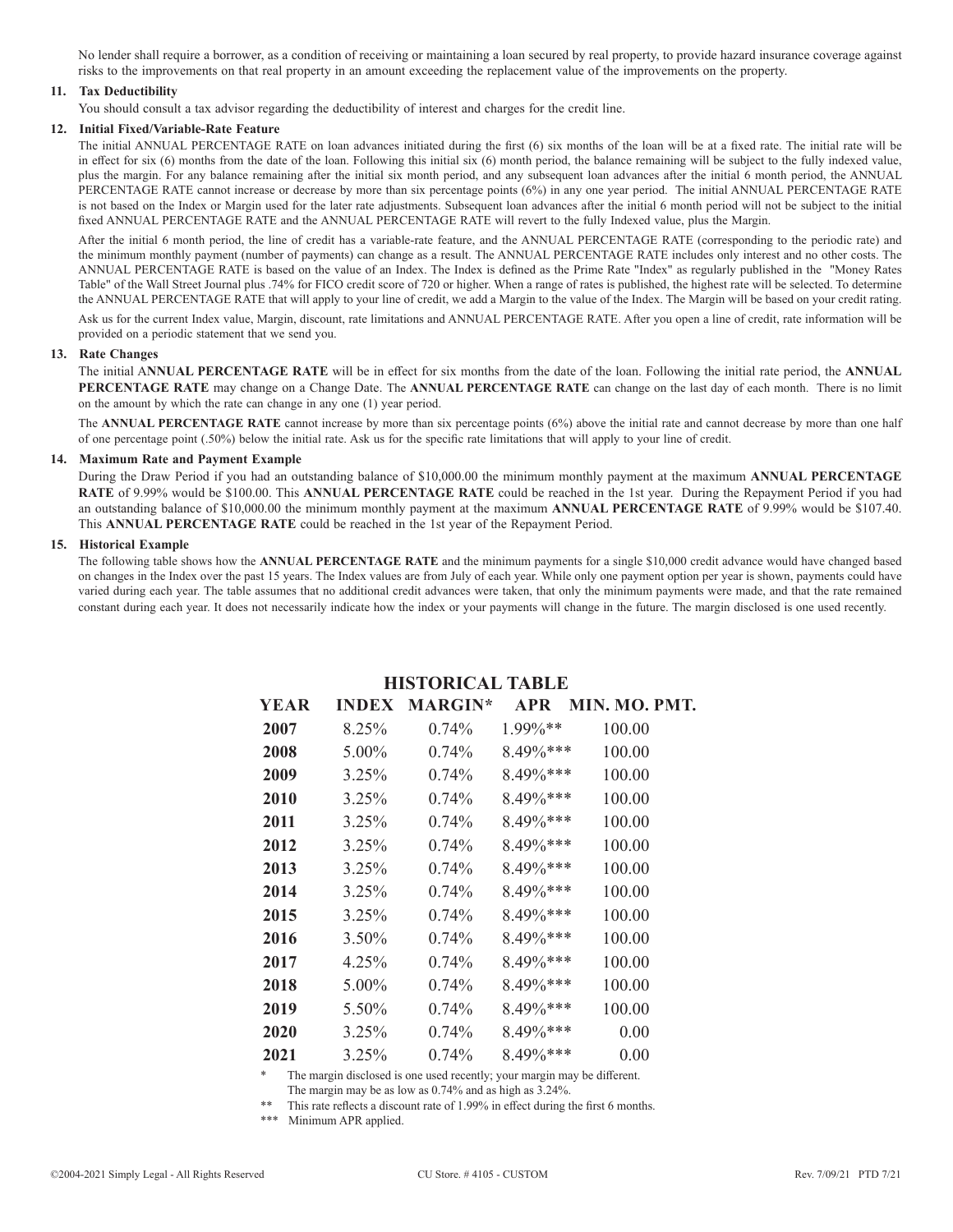No lender shall require a borrower, as a condition of receiving or maintaining a loan secured by real property, to provide hazard insurance coverage against risks to the improvements on that real property in an amount exceeding the replacement value of the improvements on the property.

**11. Tax Deductibility**

You should consult a tax advisor regarding the deductibility of interest and charges for the credit line.

**12. Initial Fixed/Variable-Rate Feature**

The initial ANNUAL PERCENTAGE RATE on loan advances initiated during the first (6) six months of the loan will be at a fixed rate. The initial rate will be in effect for six (6) months from the date of the loan. Following this initial six (6) month period, the balance remaining will be subject to the fully indexed value, plus the margin. For any balance remaining after the initial six month period, and any subsequent loan advances after the initial 6 month period, the ANNUAL PERCENTAGE RATE cannot increase or decrease by more than six percentage points (6%) in any one year period. The initial ANNUAL PERCENTAGE RATE is not based on the Index or Margin used for the later rate adjustments. Subsequent loan advances after the initial 6 month period will not be subject to the initial fixed ANNUAL PERCENTAGE RATE and the ANNUAL PERCENTAGE RATE will revert to the fully Indexed value, plus the Margin.

After the initial 6 month period, the line of credit has a variable-rate feature, and the ANNUAL PERCENTAGE RATE (corresponding to the periodic rate) and the minimum monthly payment (number of payments) can change as a result. The ANNUAL PERCENTAGE RATE includes only interest and no other costs. The ANNUAL PERCENTAGE RATE is based on the value of an Index. The Index is defined as the Prime Rate "Index" as regularly published in the "Money Rates Table" of the Wall Street Journal plus .74% for FICO credit score of 720 or higher. When a range of rates is published, the highest rate will be selected. To determine the ANNUAL PERCENTAGE RATE that will apply to your line of credit, we add a Margin to the value of the Index. The Margin will be based on your credit rating.

Ask us for the current Index value, Margin, discount, rate limitations and ANNUAL PERCENTAGE RATE. After you open a line of credit, rate information will be provided on a periodic statement that we send you.

**13. Rate Changes**

The initial A**NNUAL PERCENTAGE RATE** will be in effect for six months from the date of the loan. Following the initial rate period, the **ANNUAL PERCENTAGE RATE** may change on a Change Date. The **ANNUAL PERCENTAGE RATE** can change on the last day of each month. There is no limit on the amount by which the rate can change in any one (1) year period.

The **ANNUAL PERCENTAGE RATE** cannot increase by more than six percentage points (6%) above the initial rate and cannot decrease by more than one half of one percentage point (.50%) below the initial rate. Ask us for the specific rate limitations that will apply to your line of credit.

**14. Maximum Rate and Payment Example**

During the Draw Period if you had an outstanding balance of $10,000.00 the minimum monthly payment at the maximum **ANNUAL PERCENTAGE RATE** of 9.99% would be $100.00. This **ANNUAL PERCENTAGE RATE** could be reached in the 1st year. During the Repayment Period if you had an outstanding balance of $10,000.00 the minimum monthly payment at the maximum **ANNUAL PERCENTAGE RATE** of 9.99% would be $107.40. This **ANNUAL PERCENTAGE RATE** could be reached in the 1st year of the Repayment Period.

**15. Historical Example**

The following table shows how the **ANNUAL PERCENTAGE RATE** and the minimum payments for a single $10,000 credit advance would have changed based on changes in the Index over the past 15 years. The Index values are from July of each year. While only one payment option per year is shown, payments could have varied during each year. The table assumes that no additional credit advances were taken, that only the minimum payments were made, and that the rate remained constant during each year. It does not necessarily indicate how the index or your payments will change in the future. The margin disclosed is one used recently.

## HISTORICAL TABLE

| YEAR | INDEX | MARGIN* | APR | MIN. MO. PMT. |
|---|---|---|---|---|
| 2007 | 8.25% | 0.74% | 1.99%** | 100.00 |
| 2008 | 5.00% | 0.74% | 8.49%*** | 100.00 |
| 2009 | 3.25% | 0.74% | 8.49%*** | 100.00 |
| 2010 | 3.25% | 0.74% | 8.49%*** | 100.00 |
| 2011 | 3.25% | 0.74% | 8.49%*** | 100.00 |
| 2012 | 3.25% | 0.74% | 8.49%*** | 100.00 |
| 2013 | 3.25% | 0.74% | 8.49%*** | 100.00 |
| 2014 | 3.25% | 0.74% | 8.49%*** | 100.00 |
| 2015 | 3.25% | 0.74% | 8.49%*** | 100.00 |
| 2016 | 3.50% | 0.74% | 8.49%*** | 100.00 |
| 2017 | 4.25% | 0.74% | 8.49%*** | 100.00 |
| 2018 | 5.00% | 0.74% | 8.49%*** | 100.00 |
| 2019 | 5.50% | 0.74% | 8.49%*** | 100.00 |
| 2020 | 3.25% | 0.74% | 8.49%*** | 0.00 |
| 2021 | 3.25% | 0.74% | 8.49%*** | 0.00 |

\* The margin disclosed is one used recently; your margin may be different. The margin may be as low as 0.74% and as high as 3.24%.

** This rate reflects a discount rate of 1.99% in effect during the first 6 months.

*** Minimum APR applied.